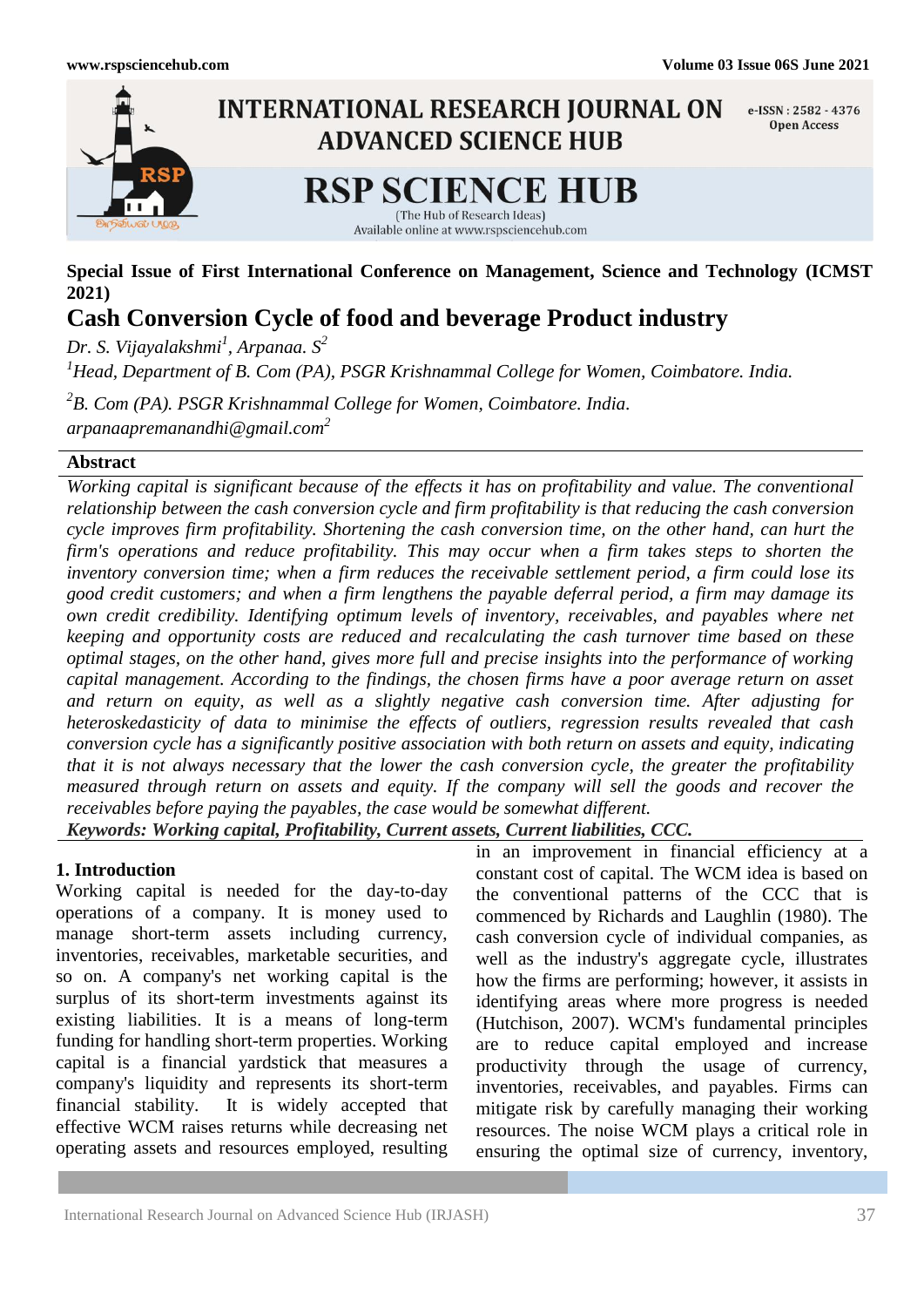**Special Issue of First International Conference on Management, Science and Technology (ICMST 2021)**

# Cash Conversion Cycle of food and beverage Product industry

*Dr. S. Vijayalakshmi[1], Arpanaa. S[2]*

*[1]Head, Department of B. Com (PA), PSGR Krishnammal College for Women, Coimbatore. India.*

*[2]B. Com (PA). PSGR Krishnammal College for Women, Coimbatore. India.*

*arpanaapremanandhi@gmail.com[2]*

## Abstract

*Working capital is significant because of the effects it has on profitability and value. The conventional relationship between the cash conversion cycle and firm profitability is that reducing the cash conversion cycle improves firm profitability. Shortening the cash conversion time, on the other hand, can hurt the firm's operations and reduce profitability. This may occur when a firm takes steps to shorten the inventory conversion time; when a firm reduces the receivable settlement period, a firm could lose its good credit customers; and when a firm lengthens the payable deferral period, a firm may damage its own credit credibility. Identifying optimum levels of inventory, receivables, and payables where net keeping and opportunity costs are reduced and recalculating the cash turnover time based on these optimal stages, on the other hand, gives more full and precise insights into the performance of working capital management. According to the findings, the chosen firms have a poor average return on asset and return on equity, as well as a slightly negative cash conversion time. After adjusting for heteroskedasticity of data to minimise the effects of outliers, regression results revealed that cash conversion cycle has a significantly positive association with both return on assets and equity, indicating that it is not always necessary that the lower the cash conversion cycle, the greater the profitability measured through return on assets and equity. If the company will sell the goods and recover the receivables before paying the payables, the case would be somewhat different.*

***Keywords: Working capital, Profitability, Current assets, Current liabilities, CCC.***

## 1. Introduction

Working capital is needed for the day-to-day operations of a company. It is money used to manage short-term assets including currency, inventories, receivables, marketable securities, and so on. A company's net working capital is the surplus of its short-term investments against its existing liabilities. It is a means of long-term funding for handling short-term properties. Working capital is a financial yardstick that measures a company's liquidity and represents its short-term financial stability. It is widely accepted that effective WCM raises returns while decreasing net operating assets and resources employed, resulting in an improvement in financial efficiency at a constant cost of capital. The WCM idea is based on the conventional patterns of the CCC that is commenced by Richards and Laughlin (1980). The cash conversion cycle of individual companies, as well as the industry's aggregate cycle, illustrates how the firms are performing; however, it assists in identifying areas where more progress is needed (Hutchison, 2007). WCM's fundamental principles are to reduce capital employed and increase productivity through the usage of currency, inventories, receivables, and payables. Firms can mitigate risk by carefully managing their working resources. The noise WCM plays a critical role in ensuring the optimal size of currency, inventory,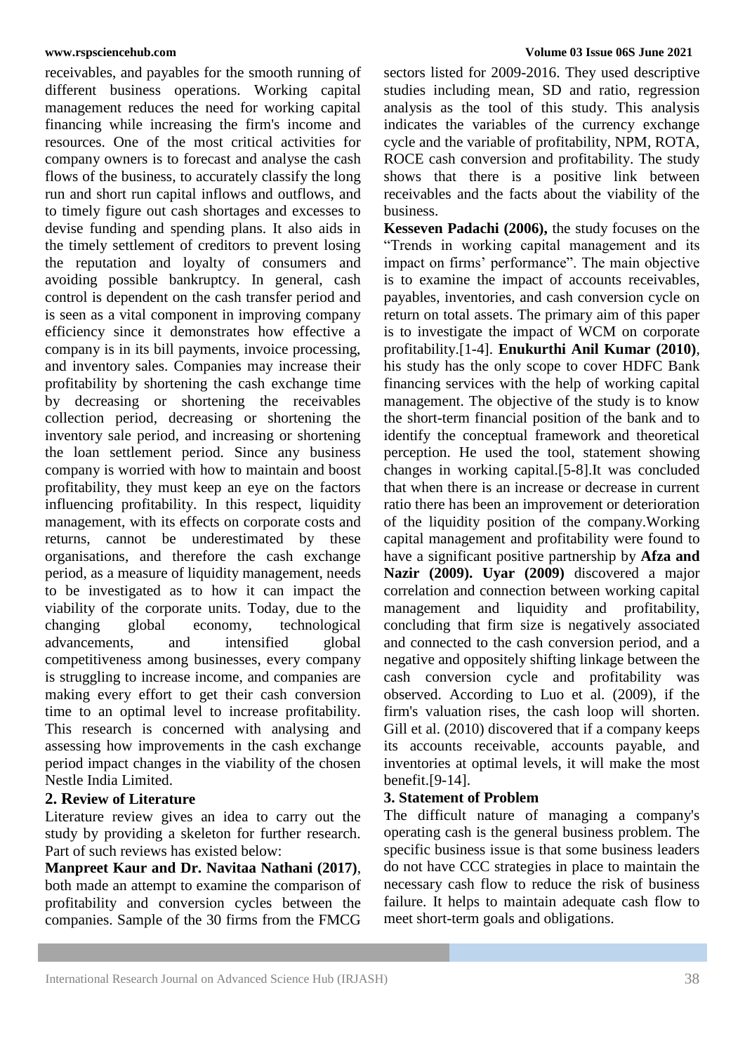receivables, and payables for the smooth running of different business operations. Working capital management reduces the need for working capital financing while increasing the firm's income and resources. One of the most critical activities for company owners is to forecast and analyse the cash flows of the business, to accurately classify the long run and short run capital inflows and outflows, and to timely figure out cash shortages and excesses to devise funding and spending plans. It also aids in the timely settlement of creditors to prevent losing the reputation and loyalty of consumers and avoiding possible bankruptcy. In general, cash control is dependent on the cash transfer period and is seen as a vital component in improving company efficiency since it demonstrates how effective a company is in its bill payments, invoice processing, and inventory sales. Companies may increase their profitability by shortening the cash exchange time by decreasing or shortening the receivables collection period, decreasing or shortening the inventory sale period, and increasing or shortening the loan settlement period. Since any business company is worried with how to maintain and boost profitability, they must keep an eye on the factors influencing profitability. In this respect, liquidity management, with its effects on corporate costs and returns, cannot be underestimated by these organisations, and therefore the cash exchange period, as a measure of liquidity management, needs to be investigated as to how it can impact the viability of the corporate units. Today, due to the changing global economy, technological advancements, and intensified global competitiveness among businesses, every company is struggling to increase income, and companies are making every effort to get their cash conversion time to an optimal level to increase profitability. This research is concerned with analysing and assessing how improvements in the cash exchange period impact changes in the viability of the chosen Nestle India Limited.

## 2. Review of Literature

Literature review gives an idea to carry out the study by providing a skeleton for further research. Part of such reviews has existed below:

**Manpreet Kaur and Dr. Navitaa Nathani (2017)**, both made an attempt to examine the comparison of profitability and conversion cycles between the companies. Sample of the 30 firms from the FMCG sectors listed for 2009-2016. They used descriptive studies including mean, SD and ratio, regression analysis as the tool of this study. This analysis indicates the variables of the currency exchange cycle and the variable of profitability, NPM, ROTA, ROCE cash conversion and profitability. The study shows that there is a positive link between receivables and the facts about the viability of the business.

**Kesseven Padachi (2006),** the study focuses on the "Trends in working capital management and its impact on firms' performance". The main objective is to examine the impact of accounts receivables, payables, inventories, and cash conversion cycle on return on total assets. The primary aim of this paper is to investigate the impact of WCM on corporate profitability.[1-4]. **Enukurthi Anil Kumar (2010)**, his study has the only scope to cover HDFC Bank financing services with the help of working capital management. The objective of the study is to know the short-term financial position of the bank and to identify the conceptual framework and theoretical perception. He used the tool, statement showing changes in working capital.[5-8].It was concluded that when there is an increase or decrease in current ratio there has been an improvement or deterioration of the liquidity position of the company.Working capital management and profitability were found to have a significant positive partnership by **Afza and Nazir (2009). Uyar (2009)** discovered a major correlation and connection between working capital management and liquidity and profitability, concluding that firm size is negatively associated and connected to the cash conversion period, and a negative and oppositely shifting linkage between the cash conversion cycle and profitability was observed. According to Luo et al. (2009), if the firm's valuation rises, the cash loop will shorten. Gill et al. (2010) discovered that if a company keeps its accounts receivable, accounts payable, and inventories at optimal levels, it will make the most benefit.[9-14].

## 3. Statement of Problem

The difficult nature of managing a company's operating cash is the general business problem. The specific business issue is that some business leaders do not have CCC strategies in place to maintain the necessary cash flow to reduce the risk of business failure. It helps to maintain adequate cash flow to meet short-term goals and obligations.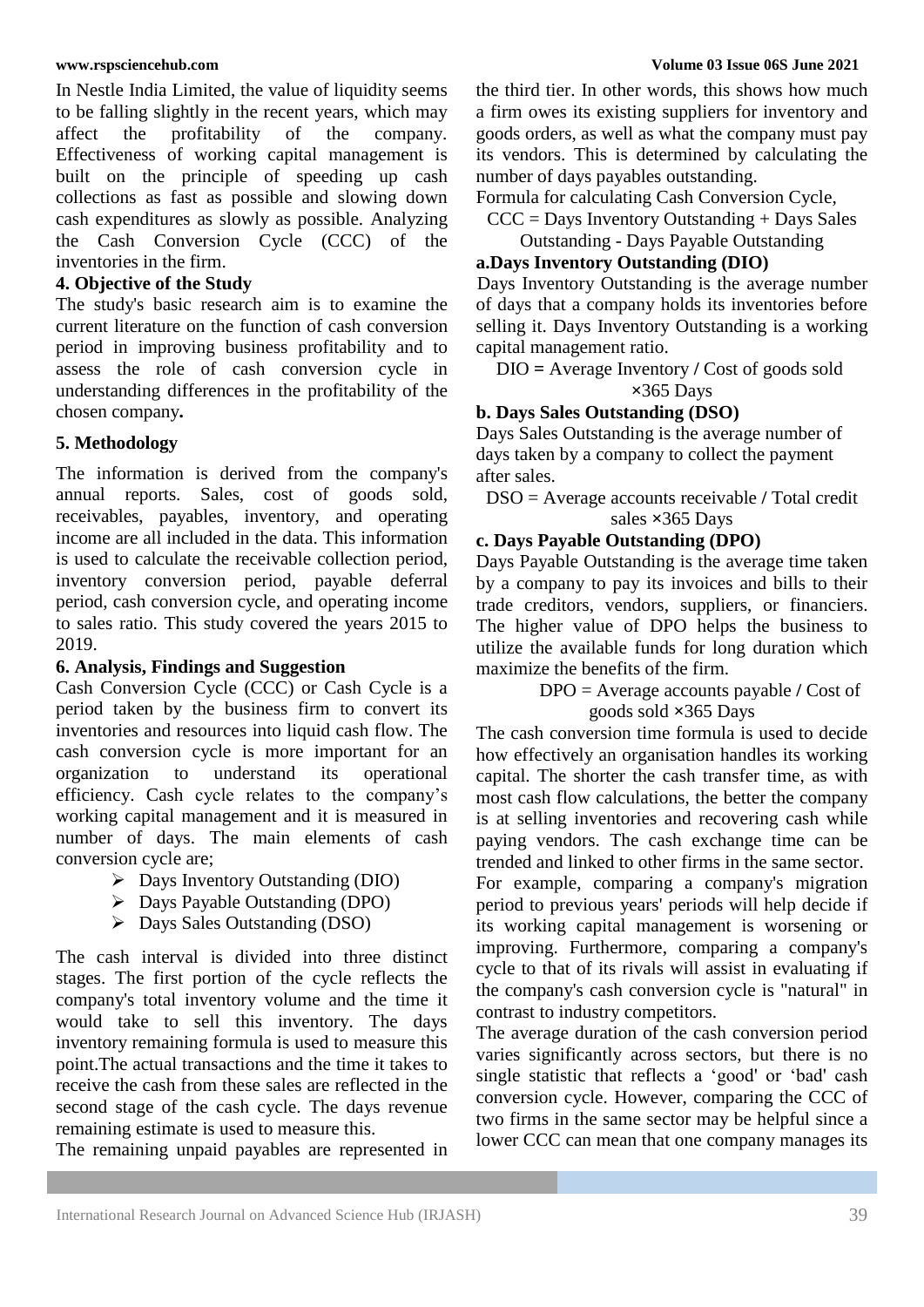In Nestle India Limited, the value of liquidity seems to be falling slightly in the recent years, which may affect the profitability of the company. Effectiveness of working capital management is built on the principle of speeding up cash collections as fast as possible and slowing down cash expenditures as slowly as possible. Analyzing the Cash Conversion Cycle (CCC) of the inventories in the firm.

## 4. Objective of the Study

The study's basic research aim is to examine the current literature on the function of cash conversion period in improving business profitability and to assess the role of cash conversion cycle in understanding differences in the profitability of the chosen company**.**

## 5. Methodology

The information is derived from the company's annual reports. Sales, cost of goods sold, receivables, payables, inventory, and operating income are all included in the data. This information is used to calculate the receivable collection period, inventory conversion period, payable deferral period, cash conversion cycle, and operating income to sales ratio. This study covered the years 2015 to 2019.

## 6. Analysis, Findings and Suggestion

Cash Conversion Cycle (CCC) or Cash Cycle is a period taken by the business firm to convert its inventories and resources into liquid cash flow. The cash conversion cycle is more important for an organization to understand its operational efficiency. Cash cycle relates to the company's working capital management and it is measured in number of days. The main elements of cash conversion cycle are;

- Days Inventory Outstanding (DIO)
- Days Payable Outstanding (DPO)
- Days Sales Outstanding (DSO)

The cash interval is divided into three distinct stages. The first portion of the cycle reflects the company's total inventory volume and the time it would take to sell this inventory. The days inventory remaining formula is used to measure this point.The actual transactions and the time it takes to receive the cash from these sales are reflected in the second stage of the cash cycle. The days revenue remaining estimate is used to measure this.

The remaining unpaid payables are represented in the third tier. In other words, this shows how much a firm owes its existing suppliers for inventory and goods orders, as well as what the company must pay its vendors. This is determined by calculating the number of days payables outstanding.

Formula for calculating Cash Conversion Cycle,

$$CCC = \text{Days Inventory Outstanding} + \text{Days Sales Outstanding} - \text{Days Payable Outstanding}$$

### a. Days Inventory Outstanding (DIO)

Days Inventory Outstanding is the average number of days that a company holds its inventories before selling it. Days Inventory Outstanding is a working capital management ratio.

$$DIO = \text{Average Inventory} / \text{Cost of goods sold} \times 365 \text{ Days}$$

### b. Days Sales Outstanding (DSO)

Days Sales Outstanding is the average number of days taken by a company to collect the payment after sales.

$$DSO = \text{Average accounts receivable} / \text{Total credit sales} \times 365 \text{ Days}$$

### c. Days Payable Outstanding (DPO)

Days Payable Outstanding is the average time taken by a company to pay its invoices and bills to their trade creditors, vendors, suppliers, or financiers. The higher value of DPO helps the business to utilize the available funds for long duration which maximize the benefits of the firm.

$$DPO = \text{Average accounts payable} / \text{Cost of goods sold} \times 365 \text{ Days}$$

The cash conversion time formula is used to decide how effectively an organisation handles its working capital. The shorter the cash transfer time, as with most cash flow calculations, the better the company is at selling inventories and recovering cash while paying vendors. The cash exchange time can be trended and linked to other firms in the same sector. For example, comparing a company's migration period to previous years' periods will help decide if its working capital management is worsening or improving. Furthermore, comparing a company's cycle to that of its rivals will assist in evaluating if the company's cash conversion cycle is "natural" in contrast to industry competitors.

The average duration of the cash conversion period varies significantly across sectors, but there is no single statistic that reflects a 'good' or 'bad' cash conversion cycle. However, comparing the CCC of two firms in the same sector may be helpful since a lower CCC can mean that one company manages its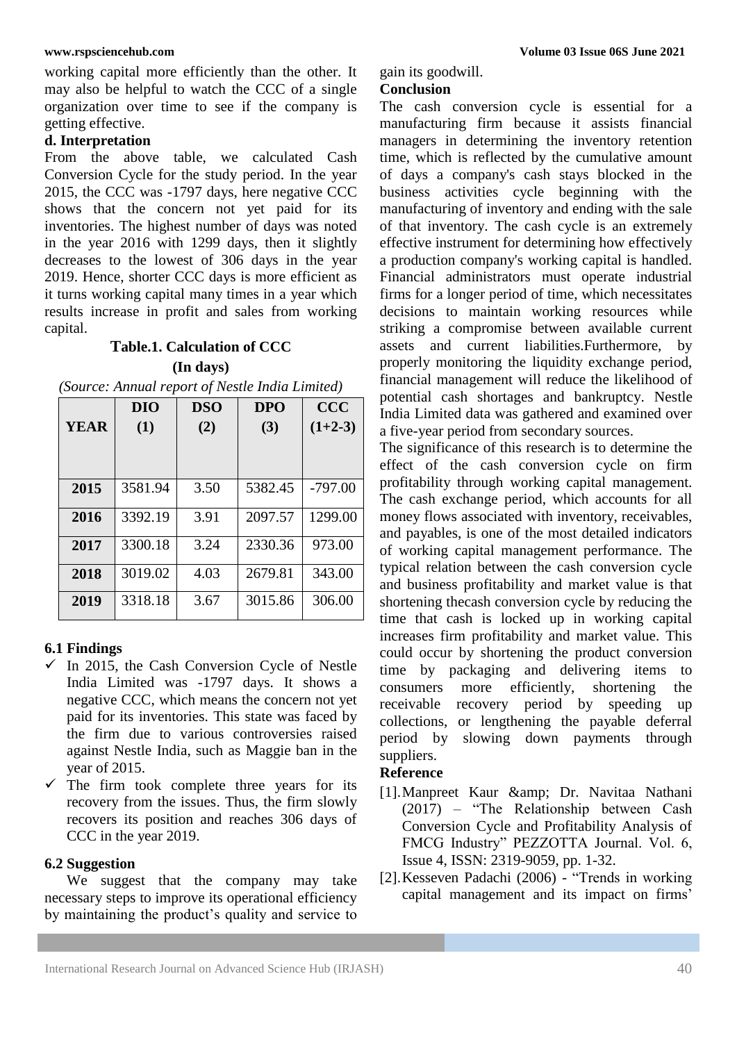working capital more efficiently than the other. It may also be helpful to watch the CCC of a single organization over time to see if the company is getting effective.

### d. Interpretation

From the above table, we calculated Cash Conversion Cycle for the study period. In the year 2015, the CCC was -1797 days, here negative CCC shows that the concern not yet paid for its inventories. The highest number of days was noted in the year 2016 with 1299 days, then it slightly decreases to the lowest of 306 days in the year 2019. Hence, shorter CCC days is more efficient as it turns working capital many times in a year which results increase in profit and sales from working capital.

**Table.1. Calculation of CCC**

**(In days)**

*(Source: Annual report of Nestle India Limited)*

| YEAR | DIO (1) | DSO (2) | DPO (3) | CCC (1+2-3) |
|---|---|---|---|---|
| **2015** | 3581.94 | 3.50 | 5382.45 | -797.00 |
| **2016** | 3392.19 | 3.91 | 2097.57 | 1299.00 |
| **2017** | 3300.18 | 3.24 | 2330.36 | 973.00 |
| **2018** | 3019.02 | 4.03 | 2679.81 | 343.00 |
| **2019** | 3318.18 | 3.67 | 3015.86 | 306.00 |

### 6.1 Findings

- ✓ In 2015, the Cash Conversion Cycle of Nestle India Limited was -1797 days. It shows a negative CCC, which means the concern not yet paid for its inventories. This state was faced by the firm due to various controversies raised against Nestle India, such as Maggie ban in the year of 2015.
- ✓ The firm took complete three years for its recovery from the issues. Thus, the firm slowly recovers its position and reaches 306 days of CCC in the year 2019.

### 6.2 Suggestion

We suggest that the company may take necessary steps to improve its operational efficiency by maintaining the product's quality and service to gain its goodwill.

### Conclusion

The cash conversion cycle is essential for a manufacturing firm because it assists financial managers in determining the inventory retention time, which is reflected by the cumulative amount of days a company's cash stays blocked in the business activities cycle beginning with the manufacturing of inventory and ending with the sale of that inventory. The cash cycle is an extremely effective instrument for determining how effectively a production company's working capital is handled. Financial administrators must operate industrial firms for a longer period of time, which necessitates decisions to maintain working resources while striking a compromise between available current assets and current liabilities.Furthermore, by properly monitoring the liquidity exchange period, financial management will reduce the likelihood of potential cash shortages and bankruptcy. Nestle India Limited data was gathered and examined over a five-year period from secondary sources.

The significance of this research is to determine the effect of the cash conversion cycle on firm profitability through working capital management. The cash exchange period, which accounts for all money flows associated with inventory, receivables, and payables, is one of the most detailed indicators of working capital management performance. The typical relation between the cash conversion cycle and business profitability and market value is that shortening thecash conversion cycle by reducing the time that cash is locked up in working capital increases firm profitability and market value. This could occur by shortening the product conversion time by packaging and delivering items to consumers more efficiently, shortening the receivable recovery period by speeding up collections, or lengthening the payable deferral period by slowing down payments through suppliers.

### Reference

[1]. Manpreet Kaur &amp; Dr. Navitaa Nathani (2017) – "The Relationship between Cash Conversion Cycle and Profitability Analysis of FMCG Industry" PEZZOTTA Journal. Vol. 6, Issue 4, ISSN: 2319-9059, pp. 1-32.

[2]. Kesseven Padachi (2006) - "Trends in working capital management and its impact on firms'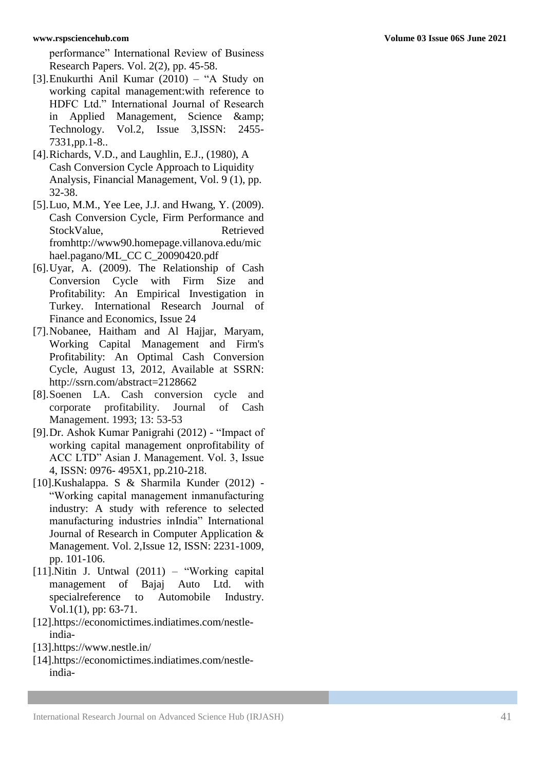performance" International Review of Business Research Papers. Vol. 2(2), pp. 45-58.

[3]. Enukurthi Anil Kumar (2010) – "A Study on working capital management:with reference to HDFC Ltd." International Journal of Research in Applied Management, Science &amp; Technology. Vol.2, Issue 3,ISSN: 2455-7331,pp.1-8..

[4]. Richards, V.D., and Laughlin, E.J., (1980), A Cash Conversion Cycle Approach to Liquidity Analysis, Financial Management, Vol. 9 (1), pp. 32-38.

[5]. Luo, M.M., Yee Lee, J.J. and Hwang, Y. (2009). Cash Conversion Cycle, Firm Performance and StockValue, Retrieved fromhttp://www90.homepage.villanova.edu/michael.pagano/ML_CC C_20090420.pdf

[6]. Uyar, A. (2009). The Relationship of Cash Conversion Cycle with Firm Size and Profitability: An Empirical Investigation in Turkey. International Research Journal of Finance and Economics, Issue 24

[7]. Nobanee, Haitham and Al Hajjar, Maryam, Working Capital Management and Firm's Profitability: An Optimal Cash Conversion Cycle, August 13, 2012, Available at SSRN: http://ssrn.com/abstract=2128662

[8]. Soenen LA. Cash conversion cycle and corporate profitability. Journal of Cash Management. 1993; 13: 53-53

[9]. Dr. Ashok Kumar Panigrahi (2012) - "Impact of working capital management onprofitability of ACC LTD" Asian J. Management. Vol. 3, Issue 4, ISSN: 0976- 495X1, pp.210-218.

[10]. Kushalappa. S & Sharmila Kunder (2012) - "Working capital management inmanufacturing industry: A study with reference to selected manufacturing industries inIndia" International Journal of Research in Computer Application & Management. Vol. 2,Issue 12, ISSN: 2231-1009, pp. 101-106.

[11]. Nitin J. Untwal (2011) – "Working capital management of Bajaj Auto Ltd. with specialreference to Automobile Industry. Vol.1(1), pp: 63-71.

[12]. https://economictimes.indiatimes.com/nestle-india-

[13]. https://www.nestle.in/

[14]. https://economictimes.indiatimes.com/nestle-india-